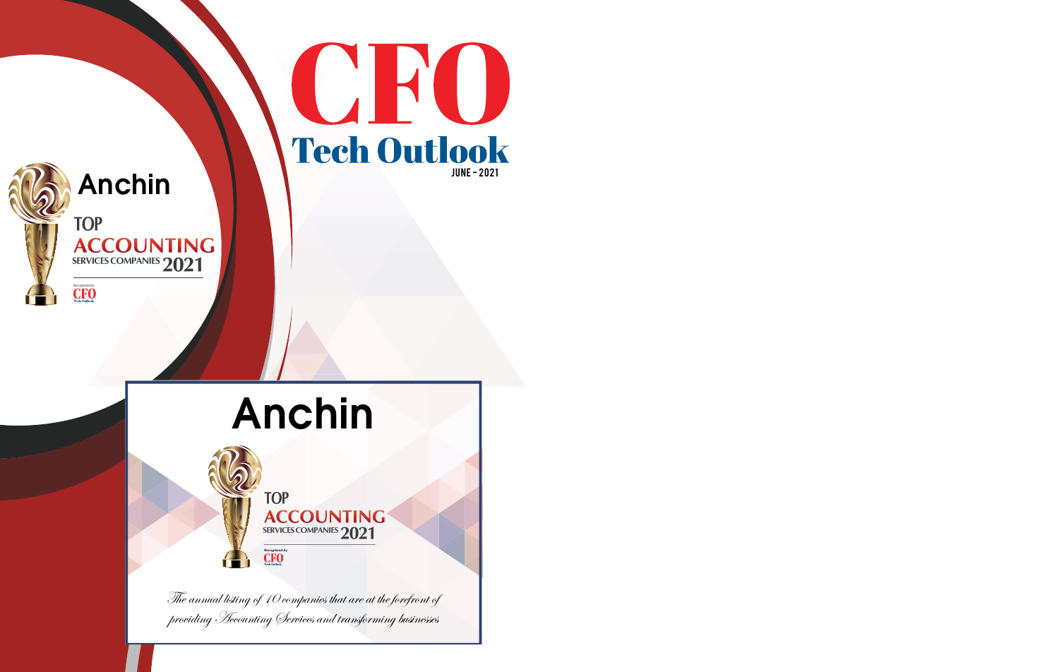# CFO Tech Outlook

JUNE - 2021

## Anchin

TOP ACCOUNTING SERVICES COMPANIES 2021

Recognized by CFO Tech Outlook

## Anchin

TOP ACCOUNTING SERVICES COMPANIES 2021

Recognized by CFO Tech Outlook

*The annual listing of 10 companies that are at the forefront of providing Accounting Services and transforming businesses*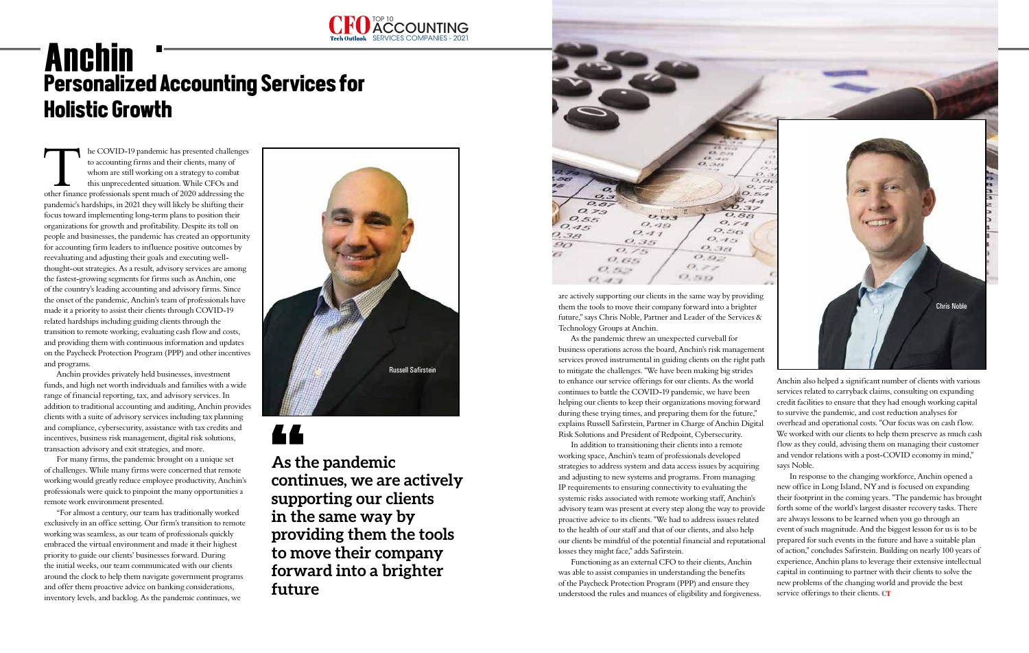# Anchin

## Personalized Accounting Services for Holistic Growth

The COVID-19 pandemic has presented challenges to accounting firms and their clients, many of whom are still working on a strategy to combat this unprecedented situation. While CFOs and other finance professionals spent much of 2020 addressing the pandemic's hardships, in 2021 they will likely be shifting their focus toward implementing long-term plans to position their organizations for growth and profitability. Despite its toll on people and businesses, the pandemic has created an opportunity for accounting firm leaders to influence positive outcomes by reevaluating and adjusting their goals and executing well-thought-out strategies. As a result, advisory services are among the fastest-growing segments for firms such as Anchin, one of the country's leading accounting and advisory firms. Since the onset of the pandemic, Anchin's team of professionals have made it a priority to assist their clients through COVID-19 related hardships including guiding clients through the transition to remote working, evaluating cash flow and costs, and providing them with continuous information and updates on the Paycheck Protection Program (PPP) and other incentives and programs.

Anchin provides privately held businesses, investment funds, and high net worth individuals and families with a wide range of financial reporting, tax, and advisory services. In addition to traditional accounting and auditing, Anchin provides clients with a suite of advisory services including tax planning and compliance, cybersecurity, assistance with tax credits and incentives, business risk management, digital risk solutions, transaction advisory and exit strategies, and more.

For many firms, the pandemic brought on a unique set of challenges. While many firms were concerned that remote working would greatly reduce employee productivity, Anchin's professionals were quick to pinpoint the many opportunities a remote work environment presented.

"For almost a century, our team has traditionally worked exclusively in an office setting. Our firm's transition to remote working was seamless, as our team of professionals quickly embraced the virtual environment and made it their highest priority to guide our clients' businesses forward. During the initial weeks, our team communicated with our clients around the clock to help them navigate government programs and offer them proactive advice on banking considerations, inventory levels, and backlog. As the pandemic continues, we are actively supporting our clients in the same way by providing them the tools to move their company forward into a brighter future," says Chris Noble, Partner and Leader of the Services & Technology Groups at Anchin.

Russell Safirstein

> **As the pandemic continues, we are actively supporting our clients in the same way by providing them the tools to move their company forward into a brighter future**

As the pandemic threw an unexpected curveball for business operations across the board, Anchin's risk management services proved instrumental in guiding clients on the right path to mitigate the challenges. "We have been making big strides to enhance our service offerings for our clients. As the world continues to battle the COVID-19 pandemic, we have been helping our clients to keep their organizations moving forward during these trying times, and preparing them for the future," explains Russell Safirstein, Partner in Charge of Anchin Digital Risk Solutions and President of Redpoint, Cybersecurity.

In addition to transitioning their clients into a remote working space, Anchin's team of professionals developed strategies to address system and data access issues by acquiring and adjusting to new systems and programs. From managing IP requirements to ensuring connectivity to evaluating the systemic risks associated with remote working staff, Anchin's advisory team was present at every step along the way to provide proactive advice to its clients. "We had to address issues related to the health of our staff and that of our clients, and also help our clients be mindful of the potential financial and reputational losses they might face," adds Safirstein.

Functioning as an external CFO to their clients, Anchin was able to assist companies in understanding the benefits of the Paycheck Protection Program (PPP) and ensure they understood the rules and nuances of eligibility and forgiveness.

Chris Noble

Anchin also helped a significant number of clients with various services related to carryback claims, consulting on expanding credit facilities to ensure that they had enough working capital to survive the pandemic, and cost reduction analyses for overhead and operational costs. "Our focus was on cash flow. We worked with our clients to help them preserve as much cash flow as they could, advising them on managing their customer and vendor relations with a post-COVID economy in mind," says Noble.

In response to the changing workforce, Anchin opened a new office in Long Island, NY and is focused on expanding their footprint in the coming years. "The pandemic has brought forth some of the world's largest disaster recovery tasks. There are always lessons to be learned when you go through an event of such magnitude. And the biggest lesson for us is to be prepared for such events in the future and have a suitable plan of action," concludes Safirstein. Building on nearly 100 years of experience, Anchin plans to leverage their extensive intellectual capital in continuing to partner with their clients to solve the new problems of the changing world and provide the best service offerings to their clients. CT